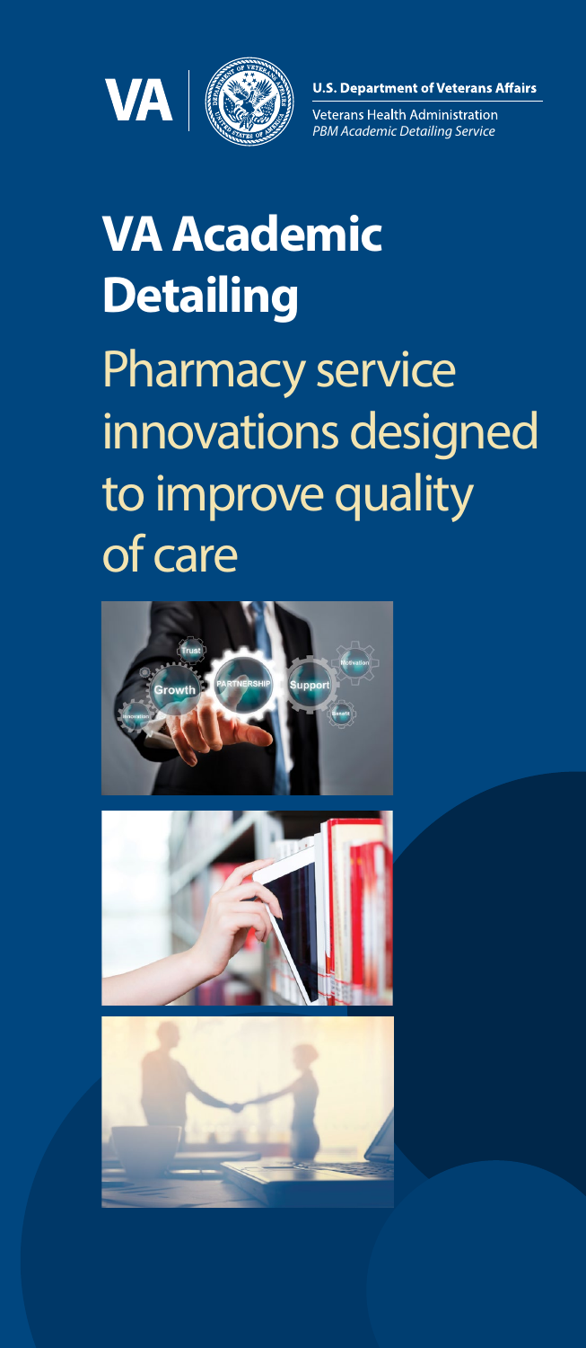VA | U.S. Department of Veterans Affairs

Veterans Health Administration
*PBM Academic Detailing Service*

# VA Academic Detailing

## Pharmacy service innovations designed to improve quality of care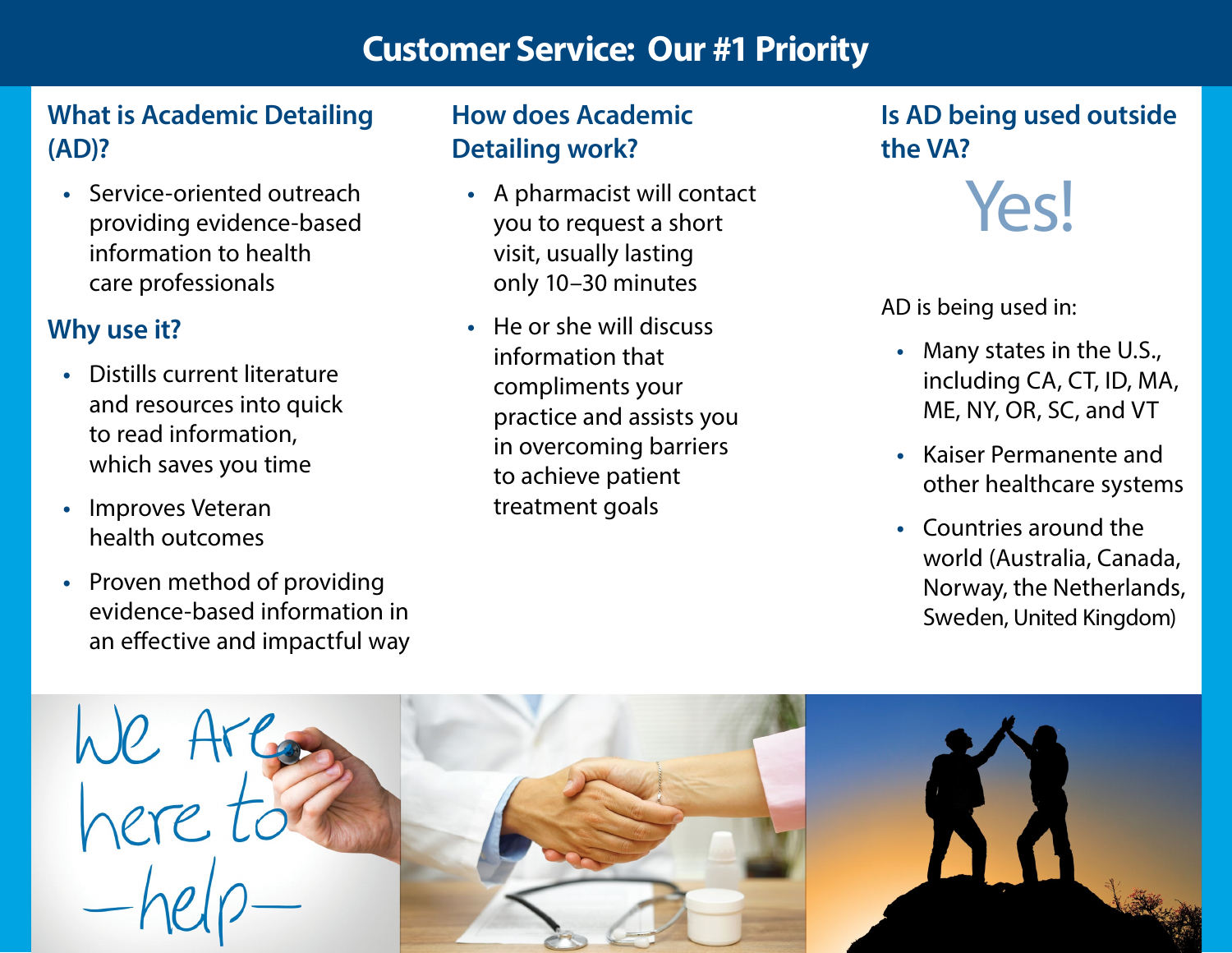# Customer Service: Our #1 Priority

## What is Academic Detailing (AD)?

- Service-oriented outreach providing evidence-based information to health care professionals

## Why use it?

- Distills current literature and resources into quick to read information, which saves you time
- Improves Veteran health outcomes
- Proven method of providing evidence-based information in an effective and impactful way

## How does Academic Detailing work?

- A pharmacist will contact you to request a short visit, usually lasting only 10–30 minutes
- He or she will discuss information that compliments your practice and assists you in overcoming barriers to achieve patient treatment goals

## Is AD being used outside the VA?

Yes!

AD is being used in:

- Many states in the U.S., including CA, CT, ID, MA, ME, NY, OR, SC, and VT
- Kaiser Permanente and other healthcare systems
- Countries around the world (Australia, Canada, Norway, the Netherlands, Sweden, United Kingdom)

We Are here to help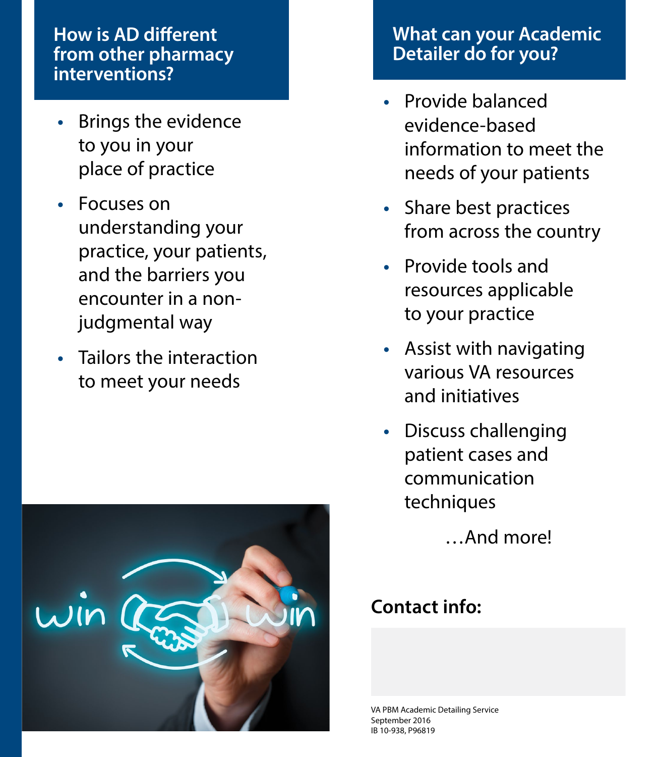## How is AD different from other pharmacy interventions?

- Brings the evidence to you in your place of practice
- Focuses on understanding your practice, your patients, and the barriers you encounter in a non-judgmental way
- Tailors the interaction to meet your needs

## What can your Academic Detailer do for you?

- Provide balanced evidence-based information to meet the needs of your patients
- Share best practices from across the country
- Provide tools and resources applicable to your practice
- Assist with navigating various VA resources and initiatives
- Discuss challenging patient cases and communication techniques

…And more!

**Contact info:**

VA PBM Academic Detailing Service
September 2016
IB 10-938, P96819